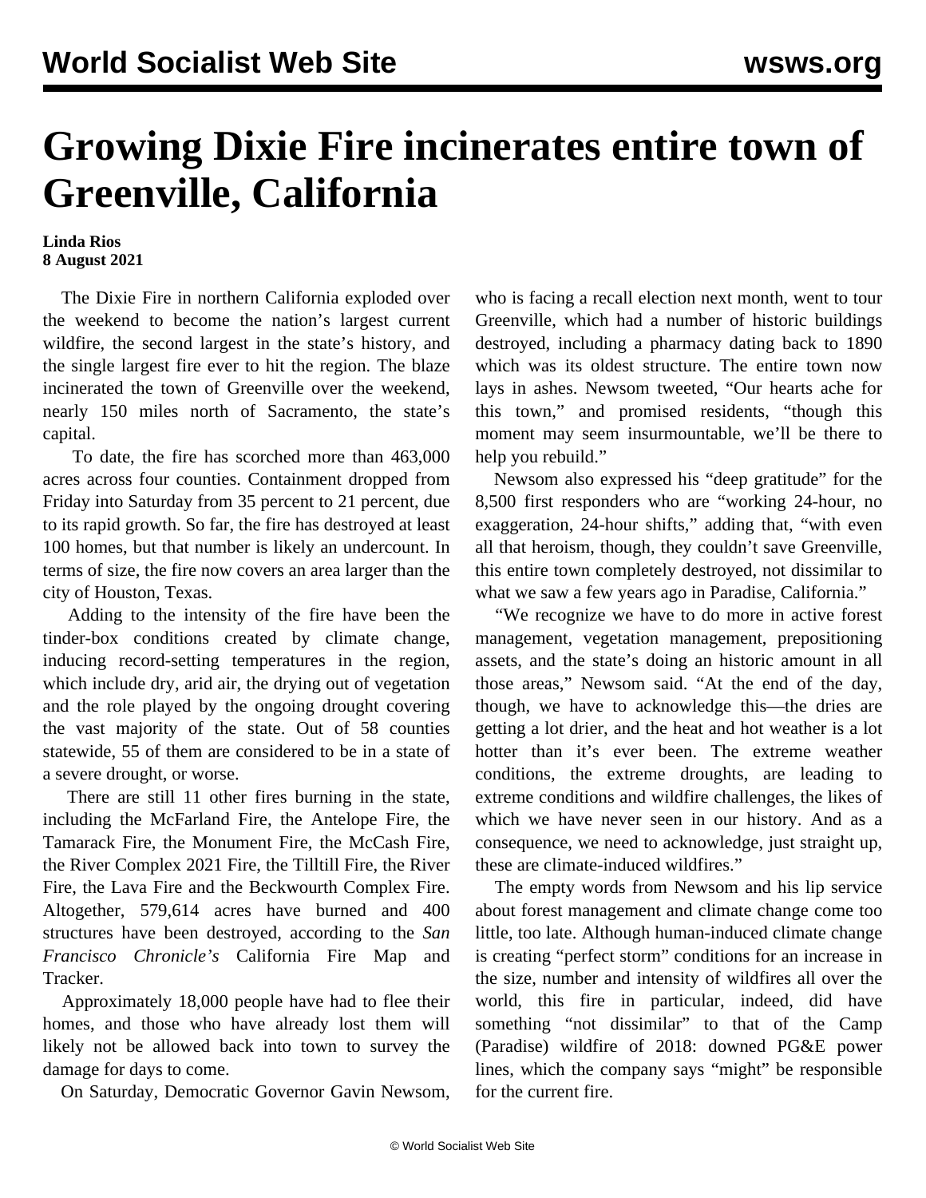# Growing Dixie Fire incinerates entire town of Greenville, California

**Linda Rios**
**8 August 2021**

The Dixie Fire in northern California exploded over the weekend to become the nation's largest current wildfire, the second largest in the state's history, and the single largest fire ever to hit the region. The blaze incinerated the town of Greenville over the weekend, nearly 150 miles north of Sacramento, the state's capital.

To date, the fire has scorched more than 463,000 acres across four counties. Containment dropped from Friday into Saturday from 35 percent to 21 percent, due to its rapid growth. So far, the fire has destroyed at least 100 homes, but that number is likely an undercount. In terms of size, the fire now covers an area larger than the city of Houston, Texas.

Adding to the intensity of the fire have been the tinder-box conditions created by climate change, inducing record-setting temperatures in the region, which include dry, arid air, the drying out of vegetation and the role played by the ongoing drought covering the vast majority of the state. Out of 58 counties statewide, 55 of them are considered to be in a state of a severe drought, or worse.

There are still 11 other fires burning in the state, including the McFarland Fire, the Antelope Fire, the Tamarack Fire, the Monument Fire, the McCash Fire, the River Complex 2021 Fire, the Tilltill Fire, the River Fire, the Lava Fire and the Beckwourth Complex Fire. Altogether, 579,614 acres have burned and 400 structures have been destroyed, according to the *San Francisco Chronicle's* California Fire Map and Tracker.

Approximately 18,000 people have had to flee their homes, and those who have already lost them will likely not be allowed back into town to survey the damage for days to come.

On Saturday, Democratic Governor Gavin Newsom, who is facing a recall election next month, went to tour Greenville, which had a number of historic buildings destroyed, including a pharmacy dating back to 1890 which was its oldest structure. The entire town now lays in ashes. Newsom tweeted, "Our hearts ache for this town," and promised residents, "though this moment may seem insurmountable, we'll be there to help you rebuild."

Newsom also expressed his "deep gratitude" for the 8,500 first responders who are "working 24-hour, no exaggeration, 24-hour shifts," adding that, "with even all that heroism, though, they couldn't save Greenville, this entire town completely destroyed, not dissimilar to what we saw a few years ago in Paradise, California."

"We recognize we have to do more in active forest management, vegetation management, prepositioning assets, and the state's doing an historic amount in all those areas," Newsom said. "At the end of the day, though, we have to acknowledge this—the dries are getting a lot drier, and the heat and hot weather is a lot hotter than it's ever been. The extreme weather conditions, the extreme droughts, are leading to extreme conditions and wildfire challenges, the likes of which we have never seen in our history. And as a consequence, we need to acknowledge, just straight up, these are climate-induced wildfires."

The empty words from Newsom and his lip service about forest management and climate change come too little, too late. Although human-induced climate change is creating "perfect storm" conditions for an increase in the size, number and intensity of wildfires all over the world, this fire in particular, indeed, did have something "not dissimilar" to that of the Camp (Paradise) wildfire of 2018: downed PG&E power lines, which the company says "might" be responsible for the current fire.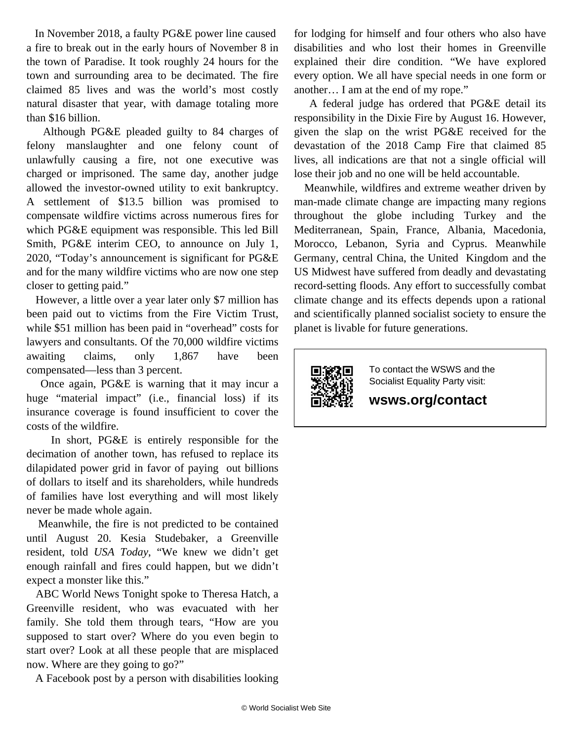In November 2018, a faulty PG&E power line caused a fire to break out in the early hours of November 8 in the town of Paradise. It took roughly 24 hours for the town and surrounding area to be decimated. The fire claimed 85 lives and was the world's most costly natural disaster that year, with damage totaling more than $16 billion.

Although PG&E pleaded guilty to 84 charges of felony manslaughter and one felony count of unlawfully causing a fire, not one executive was charged or imprisoned. The same day, another judge allowed the investor-owned utility to exit bankruptcy. A settlement of $13.5 billion was promised to compensate wildfire victims across numerous fires for which PG&E equipment was responsible. This led Bill Smith, PG&E interim CEO, to announce on July 1, 2020, "Today's announcement is significant for PG&E and for the many wildfire victims who are now one step closer to getting paid."

However, a little over a year later only $7 million has been paid out to victims from the Fire Victim Trust, while $51 million has been paid in "overhead" costs for lawyers and consultants. Of the 70,000 wildfire victims awaiting claims, only 1,867 have been compensated—less than 3 percent.

Once again, PG&E is warning that it may incur a huge "material impact" (i.e., financial loss) if its insurance coverage is found insufficient to cover the costs of the wildfire.

In short, PG&E is entirely responsible for the decimation of another town, has refused to replace its dilapidated power grid in favor of paying out billions of dollars to itself and its shareholders, while hundreds of families have lost everything and will most likely never be made whole again.

Meanwhile, the fire is not predicted to be contained until August 20. Kesia Studebaker, a Greenville resident, told *USA Today*, "We knew we didn't get enough rainfall and fires could happen, but we didn't expect a monster like this."

ABC World News Tonight spoke to Theresa Hatch, a Greenville resident, who was evacuated with her family. She told them through tears, "How are you supposed to start over? Where do you even begin to start over? Look at all these people that are misplaced now. Where are they going to go?"

A Facebook post by a person with disabilities looking for lodging for himself and four others who also have disabilities and who lost their homes in Greenville explained their dire condition. "We have explored every option. We all have special needs in one form or another… I am at the end of my rope."

A federal judge has ordered that PG&E detail its responsibility in the Dixie Fire by August 16. However, given the slap on the wrist PG&E received for the devastation of the 2018 Camp Fire that claimed 85 lives, all indications are that not a single official will lose their job and no one will be held accountable.

Meanwhile, wildfires and extreme weather driven by man-made climate change are impacting many regions throughout the globe including Turkey and the Mediterranean, Spain, France, Albania, Macedonia, Morocco, Lebanon, Syria and Cyprus. Meanwhile Germany, central China, the United Kingdom and the US Midwest have suffered from deadly and devastating record-setting floods. Any effort to successfully combat climate change and its effects depends upon a rational and scientifically planned socialist society to ensure the planet is livable for future generations.

To contact the WSWS and the Socialist Equality Party visit:

**wsws.org/contact**